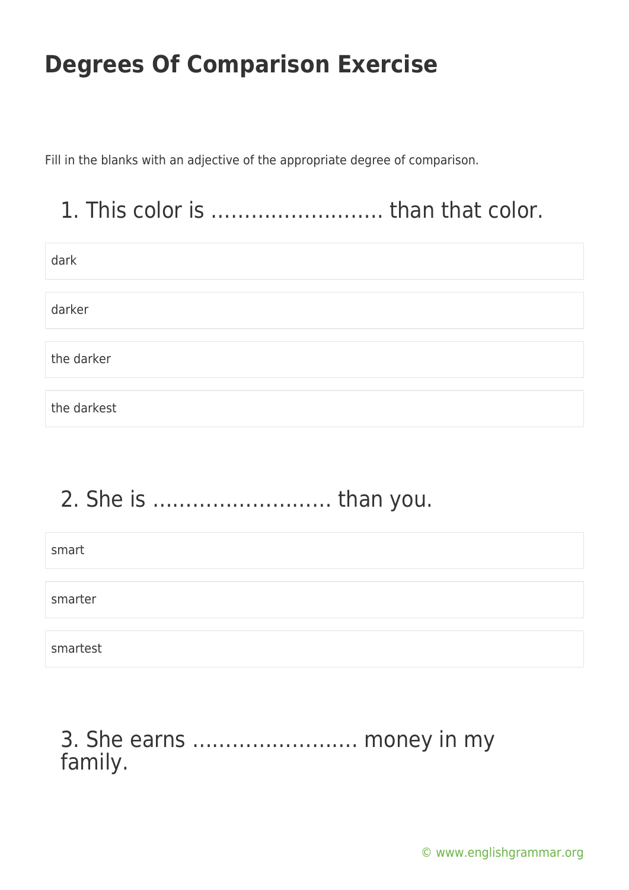# Degrees Of Comparison Exercise

Fill in the blanks with an adjective of the appropriate degree of comparison.

## 1. This color is …………………….. than that color.

- dark
- darker
- the darker
- the darkest

## 2. She is …………………….. than you.

- smart
- smarter
- smartest

## 3. She earns ……………………. money in my family.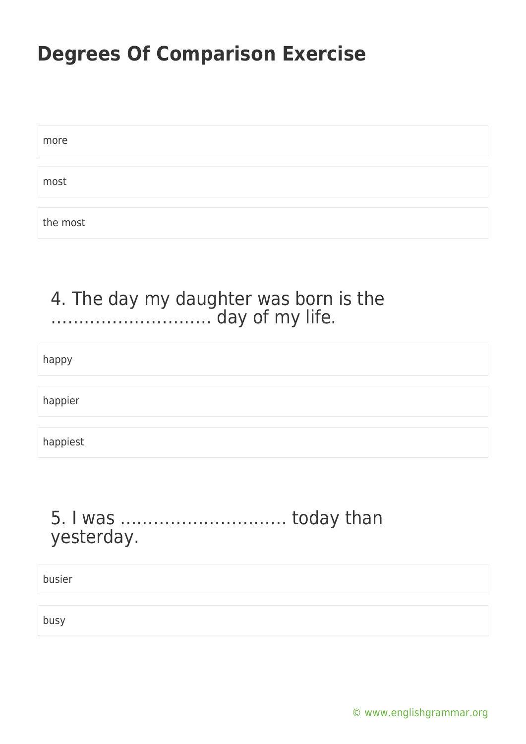# Degrees Of Comparison Exercise

more

most

the most

4. The day my daughter was born is the ……………………….. day of my life.

happy

happier

happiest

5. I was ………………………… today than yesterday.

busier

busy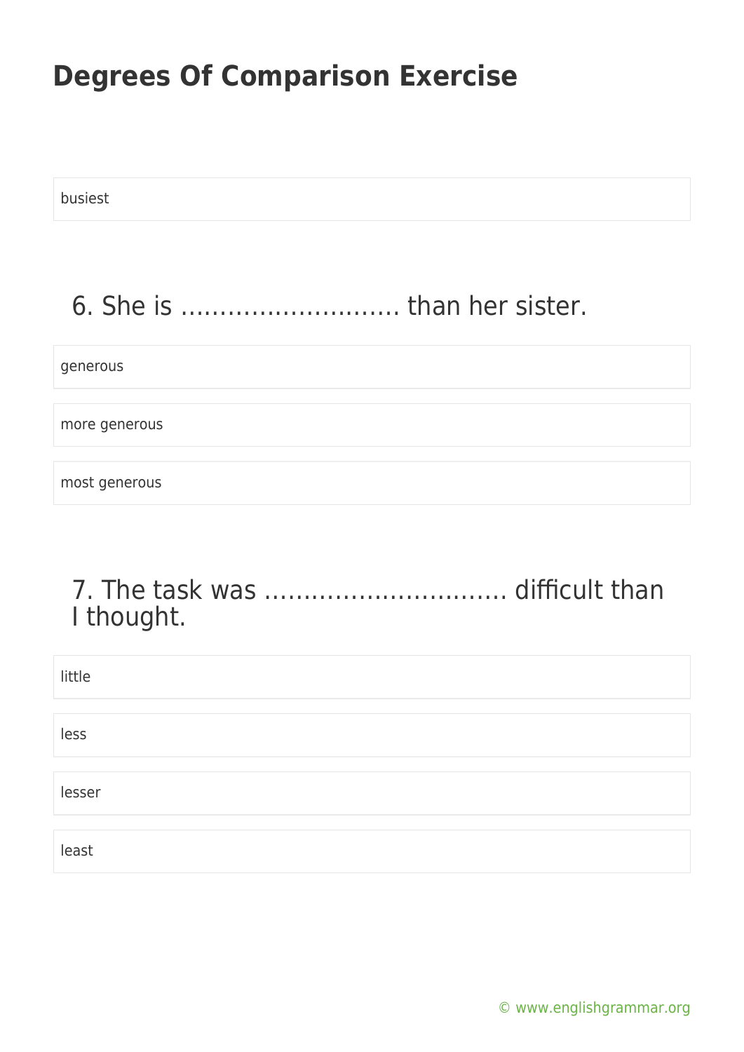# Degrees Of Comparison Exercise

busiest

## 6. She is ……………………… than her sister.

generous

more generous

most generous

## 7. The task was ………………………… difficult than I thought.

little

less

lesser

least

© www.englishgrammar.org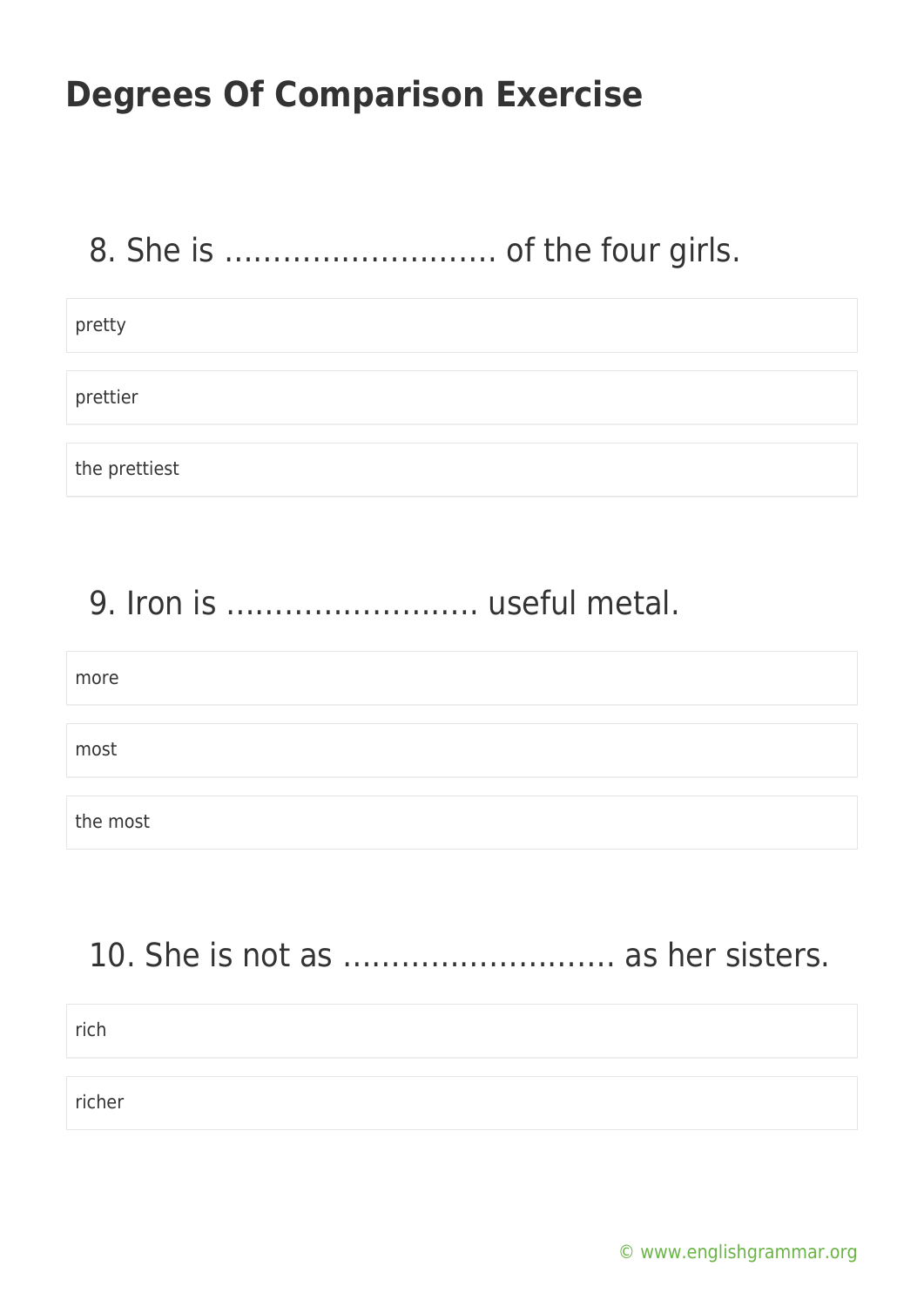## Degrees Of Comparison Exercise

8. She is ……………………… of the four girls.

- pretty
- prettier
- the prettiest

9. Iron is …………………… useful metal.

- more
- most
- the most

10. She is not as ……………………… as her sisters.

- rich
- richer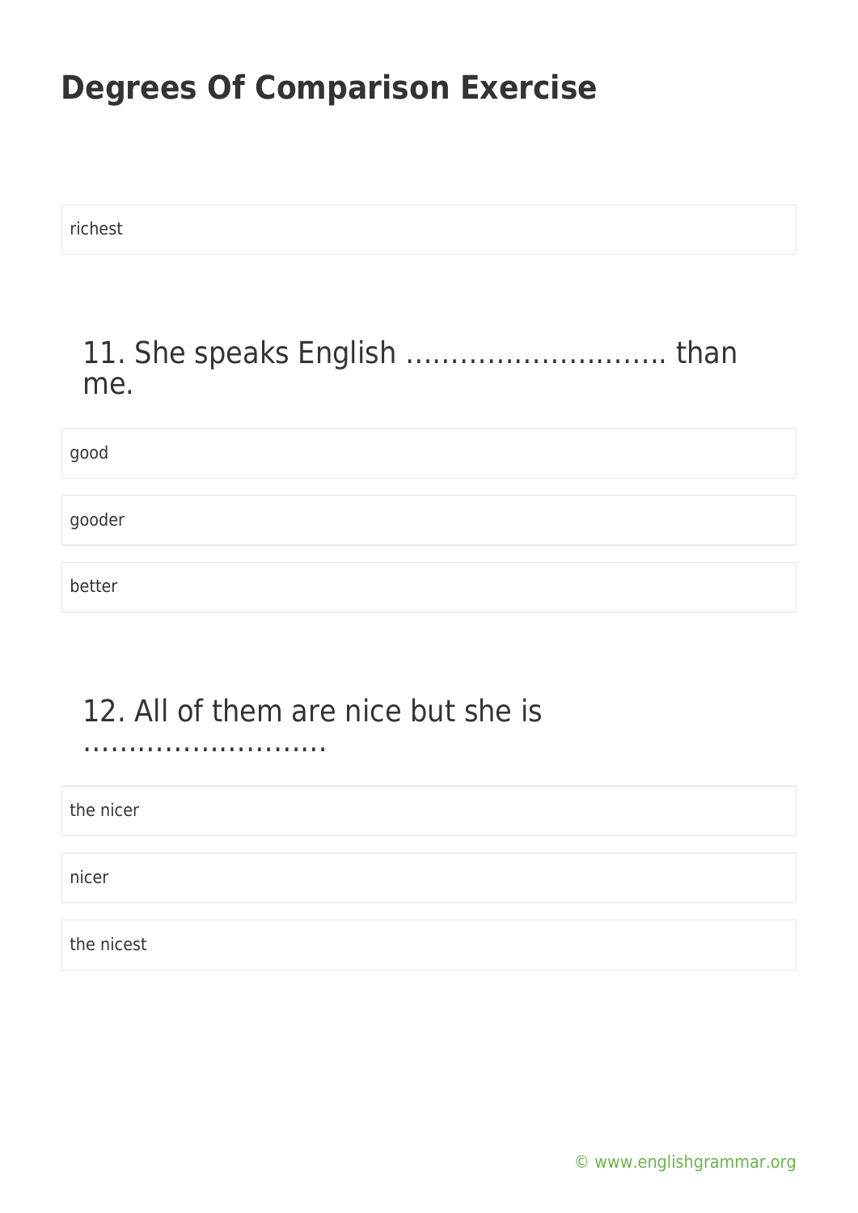richest

## 11. She speaks English ………………………. than me.

good

gooder

better

## 12. All of them are nice but she is ……………………….

the nicer

nicer

the nicest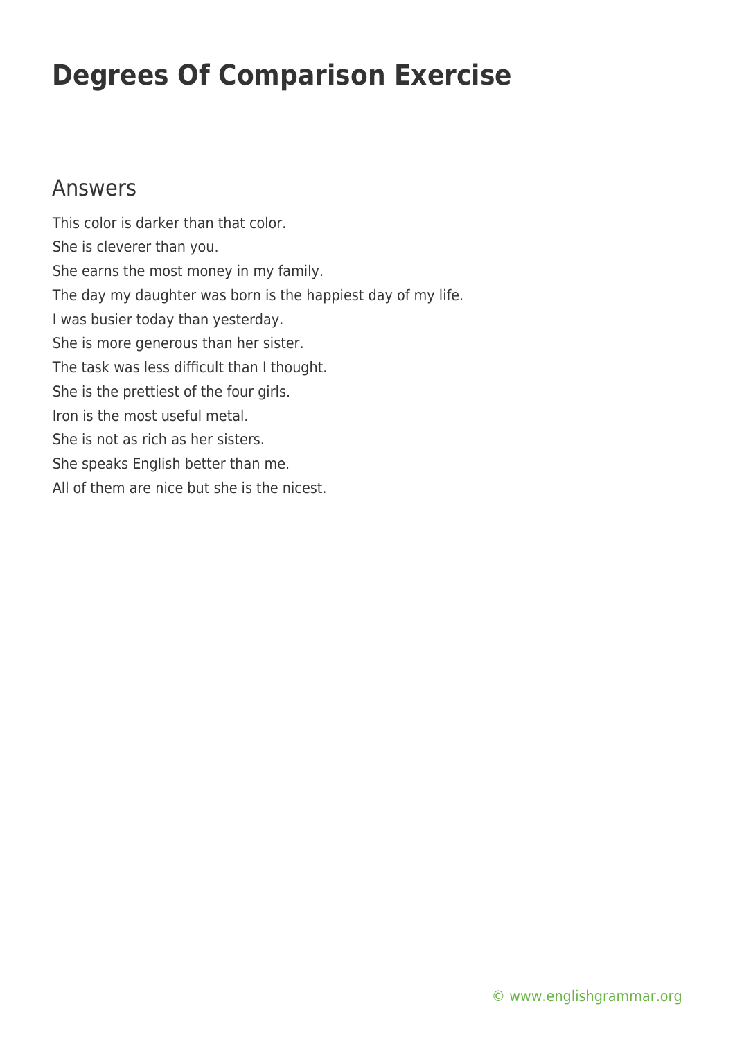# Degrees Of Comparison Exercise

## Answers

This color is darker than that color.

She is cleverer than you.

She earns the most money in my family.

The day my daughter was born is the happiest day of my life.

I was busier today than yesterday.

She is more generous than her sister.

The task was less difficult than I thought.

She is the prettiest of the four girls.

Iron is the most useful metal.

She is not as rich as her sisters.

She speaks English better than me.

All of them are nice but she is the nicest.